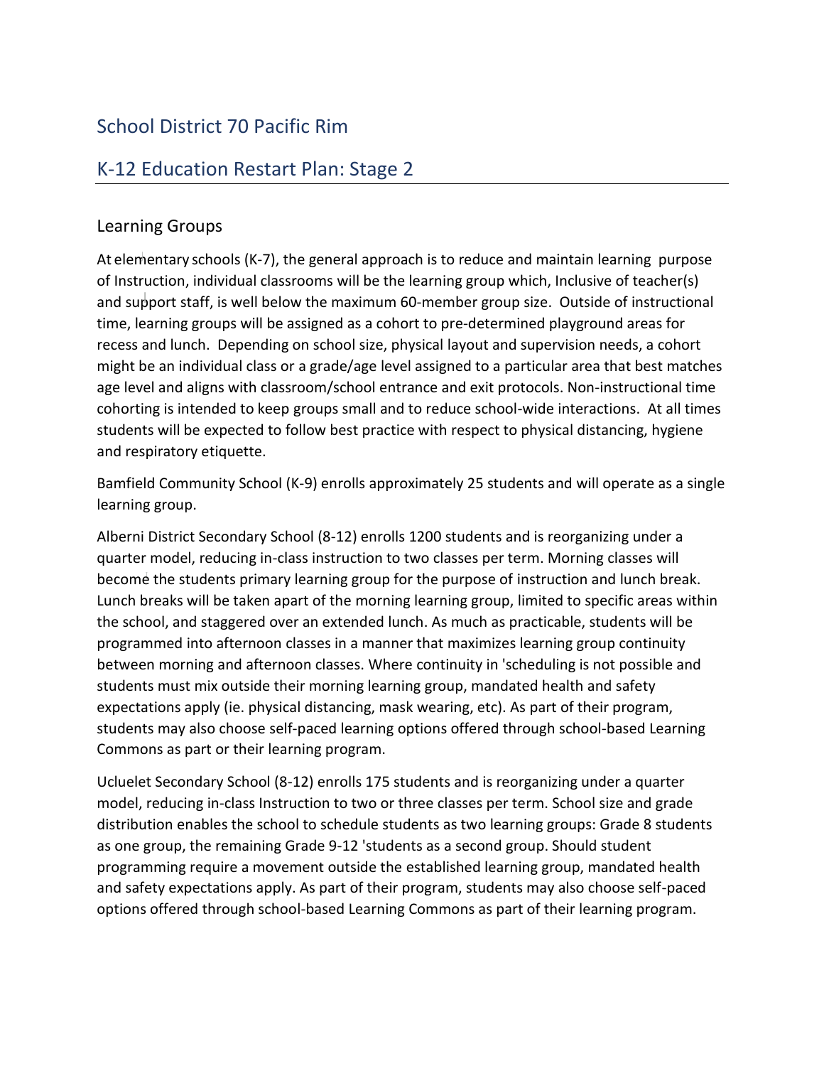# School District 70 Pacific Rim

## K-12 Education Restart Plan: Stage 2

### Learning Groups

At elementary schools (K-7), the general approach is to reduce and maintain learning purpose of Instruction, individual classrooms will be the learning group which, Inclusive of teacher(s) and support staff, is well below the maximum 60-member group size. Outside of instructional time, learning groups will be assigned as a cohort to pre-determined playground areas for recess and lunch. Depending on school size, physical layout and supervision needs, a cohort might be an individual class or a grade/age level assigned to a particular area that best matches age level and aligns with classroom/school entrance and exit protocols. Non-instructional time cohorting is intended to keep groups small and to reduce school-wide interactions. At all times students will be expected to follow best practice with respect to physical distancing, hygiene and respiratory etiquette.

Bamfield Community School (K-9) enrolls approximately 25 students and will operate as a single learning group.

Alberni District Secondary School (8-12) enrolls 1200 students and is reorganizing under a quarter model, reducing in-class instruction to two classes per term. Morning classes will become the students primary learning group for the purpose of instruction and lunch break. Lunch breaks will be taken apart of the morning learning group, limited to specific areas within the school, and staggered over an extended lunch. As much as practicable, students will be programmed into afternoon classes in a manner that maximizes learning group continuity between morning and afternoon classes. Where continuity in 'scheduling is not possible and students must mix outside their morning learning group, mandated health and safety expectations apply (ie. physical distancing, mask wearing, etc). As part of their program, students may also choose self-paced learning options offered through school-based Learning Commons as part or their learning program.

Ucluelet Secondary School (8-12) enrolls 175 students and is reorganizing under a quarter model, reducing in-class Instruction to two or three classes per term. School size and grade distribution enables the school to schedule students as two learning groups: Grade 8 students as one group, the remaining Grade 9-12 'students as a second group. Should student programming require a movement outside the established learning group, mandated health and safety expectations apply. As part of their program, students may also choose self-paced options offered through school-based Learning Commons as part of their learning program.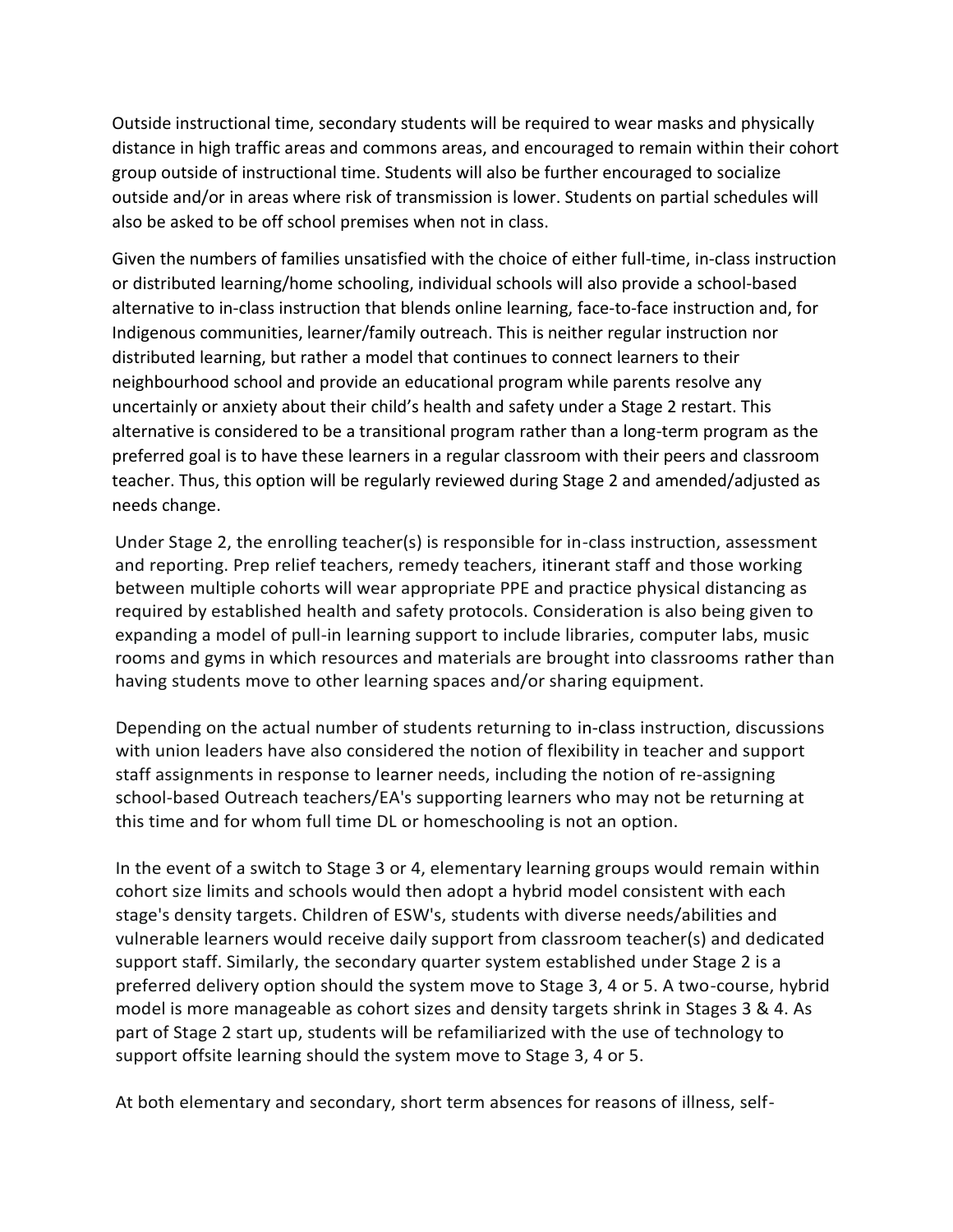Outside instructional time, secondary students will be required to wear masks and physically distance in high traffic areas and commons areas, and encouraged to remain within their cohort group outside of instructional time. Students will also be further encouraged to socialize outside and/or in areas where risk of transmission is lower. Students on partial schedules will also be asked to be off school premises when not in class.

Given the numbers of families unsatisfied with the choice of either full-time, in-class instruction or distributed learning/home schooling, individual schools will also provide a school-based alternative to in-class instruction that blends online learning, face-to-face instruction and, for Indigenous communities, learner/family outreach. This is neither regular instruction nor distributed learning, but rather a model that continues to connect learners to their neighbourhood school and provide an educational program while parents resolve any uncertainly or anxiety about their child's health and safety under a Stage 2 restart. This alternative is considered to be a transitional program rather than a long-term program as the preferred goal is to have these learners in a regular classroom with their peers and classroom teacher. Thus, this option will be regularly reviewed during Stage 2 and amended/adjusted as needs change.

Under Stage 2, the enrolling teacher(s) is responsible for in-class instruction, assessment and reporting. Prep relief teachers, remedy teachers, itinerant staff and those working between multiple cohorts will wear appropriate PPE and practice physical distancing as required by established health and safety protocols. Consideration is also being given to expanding a model of pull-in learning support to include libraries, computer labs, music rooms and gyms in which resources and materials are brought into classrooms rather than having students move to other learning spaces and/or sharing equipment.

Depending on the actual number of students returning to in-class instruction, discussions with union leaders have also considered the notion of flexibility in teacher and support staff assignments in response to learner needs, including the notion of re-assigning school-based Outreach teachers/EA's supporting learners who may not be returning at this time and for whom full time DL or homeschooling is not an option.

In the event of a switch to Stage 3 or 4, elementary learning groups would remain within cohort size limits and schools would then adopt a hybrid model consistent with each stage's density targets. Children of ESW's, students with diverse needs/abilities and vulnerable learners would receive daily support from classroom teacher(s) and dedicated support staff. Similarly, the secondary quarter system established under Stage 2 is a preferred delivery option should the system move to Stage 3, 4 or 5. A two-course, hybrid model is more manageable as cohort sizes and density targets shrink in Stages 3 & 4. As part of Stage 2 start up, students will be refamiliarized with the use of technology to support offsite learning should the system move to Stage 3, 4 or 5.

At both elementary and secondary, short term absences for reasons of illness, self-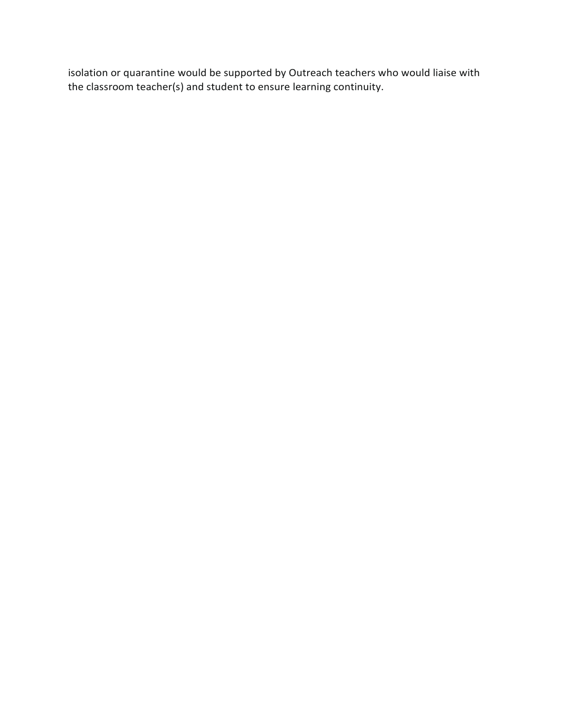isolation or quarantine would be supported by Outreach teachers who would liaise with the classroom teacher(s) and student to ensure learning continuity.